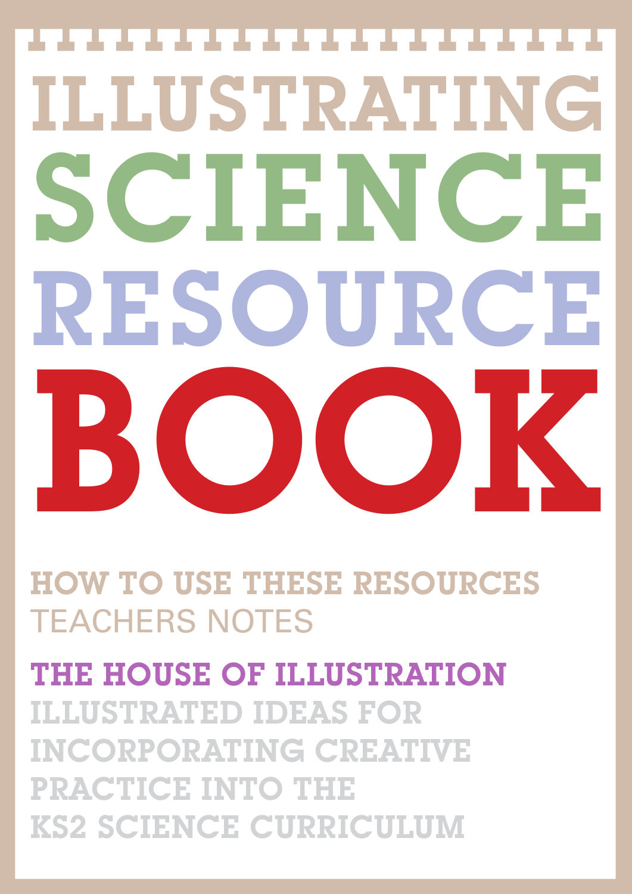# ILLUSTRATING SCIENCE RESOURCE BOOK

## HOW TO USE THESE RESOURCES

TEACHERS NOTES

## THE HOUSE OF ILLUSTRATION

ILLUSTRATED IDEAS FOR INCORPORATING CREATIVE PRACTICE INTO THE KS2 SCIENCE CURRICULUM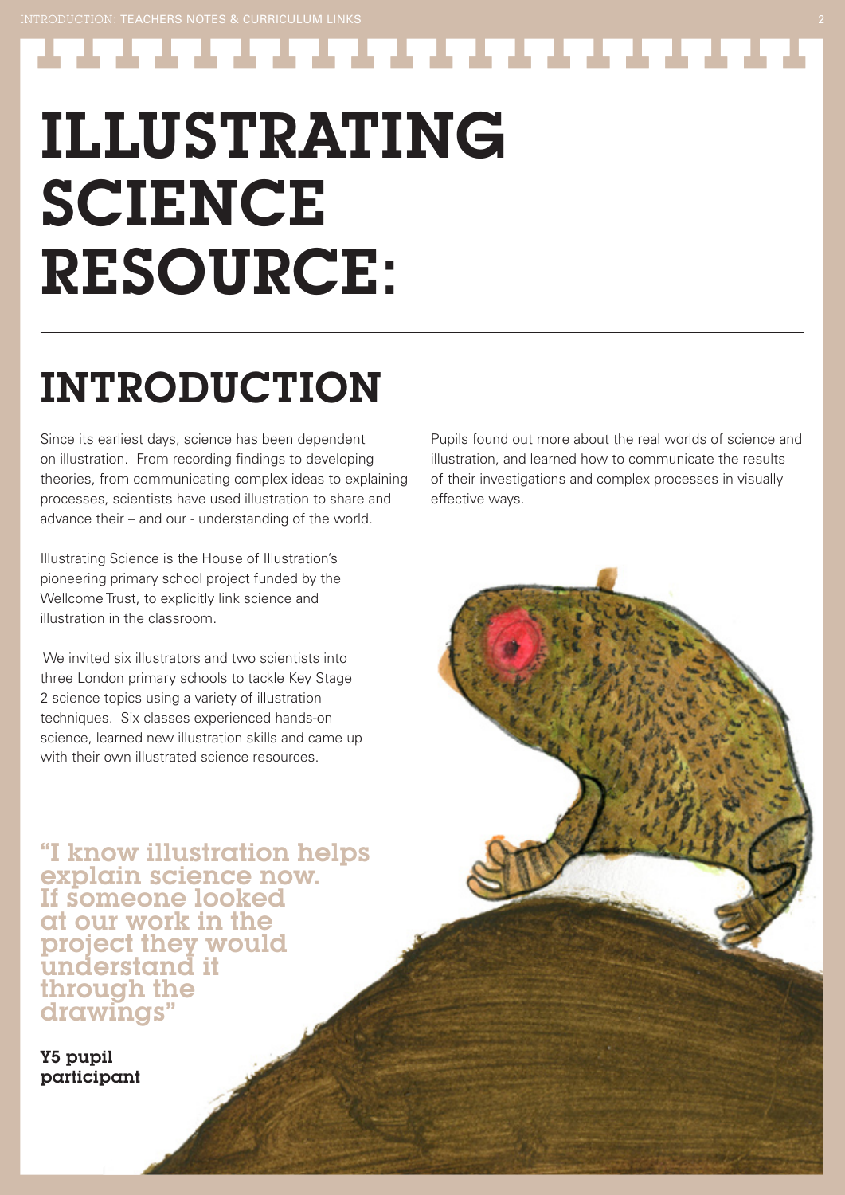# ILLUSTRATING SCIENCE RESOURCE:

## INTRODUCTION

Since its earliest days, science has been dependent on illustration. From recording findings to developing theories, from communicating complex ideas to explaining processes, scientists have used illustration to share and advance their – and our - understanding of the world.

Illustrating Science is the House of Illustration's pioneering primary school project funded by the Wellcome Trust, to explicitly link science and illustration in the classroom.

We invited six illustrators and two scientists into three London primary schools to tackle Key Stage 2 science topics using a variety of illustration techniques. Six classes experienced hands-on science, learned new illustration skills and came up with their own illustrated science resources.

Pupils found out more about the real worlds of science and illustration, and learned how to communicate the results of their investigations and complex processes in visually effective ways.

> "I know illustration helps explain science now. If someone looked at our work in the project they would understand it through the drawings"

**Y5 pupil participant**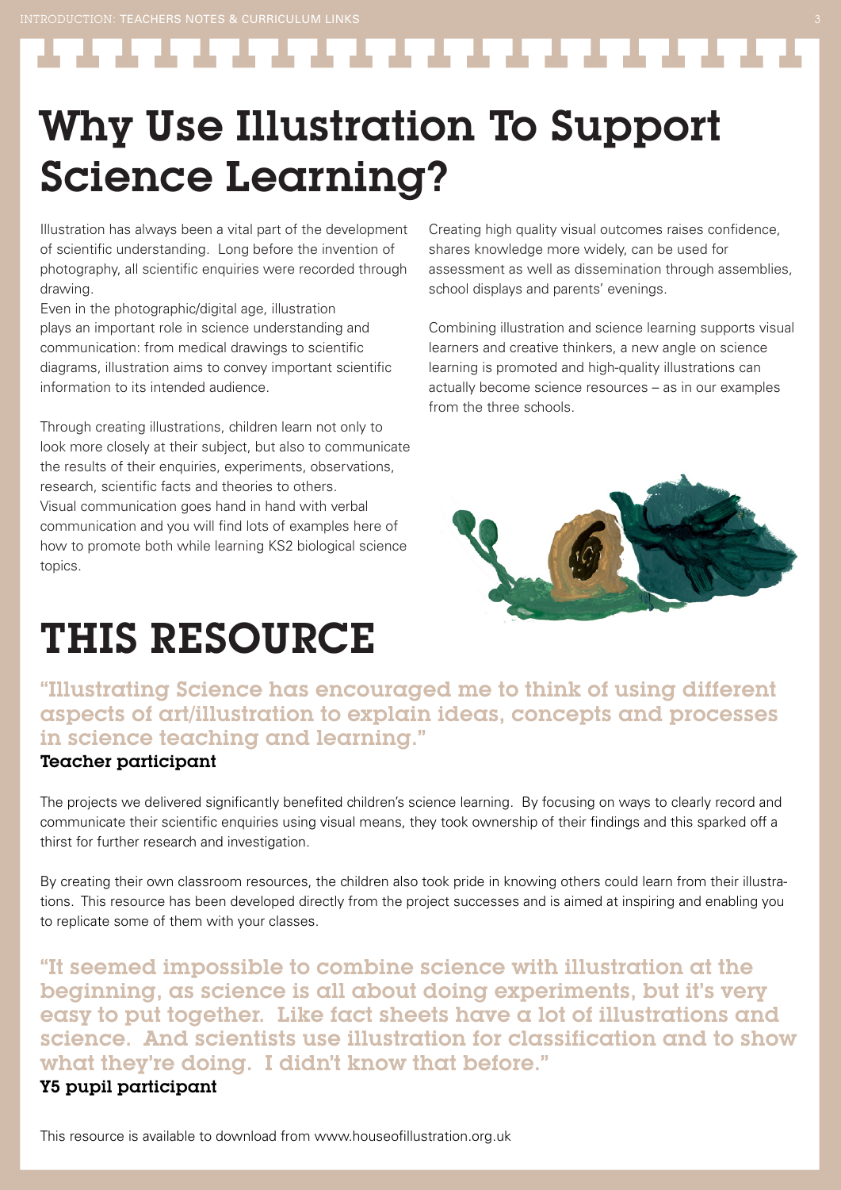# Why Use Illustration To Support Science Learning?

Illustration has always been a vital part of the development of scientific understanding. Long before the invention of photography, all scientific enquiries were recorded through drawing.
Even in the photographic/digital age, illustration plays an important role in science understanding and communication: from medical drawings to scientific diagrams, illustration aims to convey important scientific information to its intended audience.

Through creating illustrations, children learn not only to look more closely at their subject, but also to communicate the results of their enquiries, experiments, observations, research, scientific facts and theories to others.
Visual communication goes hand in hand with verbal communication and you will find lots of examples here of how to promote both while learning KS2 biological science topics.

Creating high quality visual outcomes raises confidence, shares knowledge more widely, can be used for assessment as well as dissemination through assemblies, school displays and parents' evenings.

Combining illustration and science learning supports visual learners and creative thinkers, a new angle on science learning is promoted and high-quality illustrations can actually become science resources – as in our examples from the three schools.

# THIS RESOURCE

**"Illustrating Science has encouraged me to think of using different aspects of art/illustration to explain ideas, concepts and processes in science teaching and learning."**
**Teacher participant**

The projects we delivered significantly benefited children's science learning. By focusing on ways to clearly record and communicate their scientific enquiries using visual means, they took ownership of their findings and this sparked off a thirst for further research and investigation.

By creating their own classroom resources, the children also took pride in knowing others could learn from their illustrations. This resource has been developed directly from the project successes and is aimed at inspiring and enabling you to replicate some of them with your classes.

**"It seemed impossible to combine science with illustration at the beginning, as science is all about doing experiments, but it's very easy to put together. Like fact sheets have a lot of illustrations and science. And scientists use illustration for classification and to show what they're doing. I didn't know that before."**
**Y5 pupil participant**

This resource is available to download from www.houseofillustration.org.uk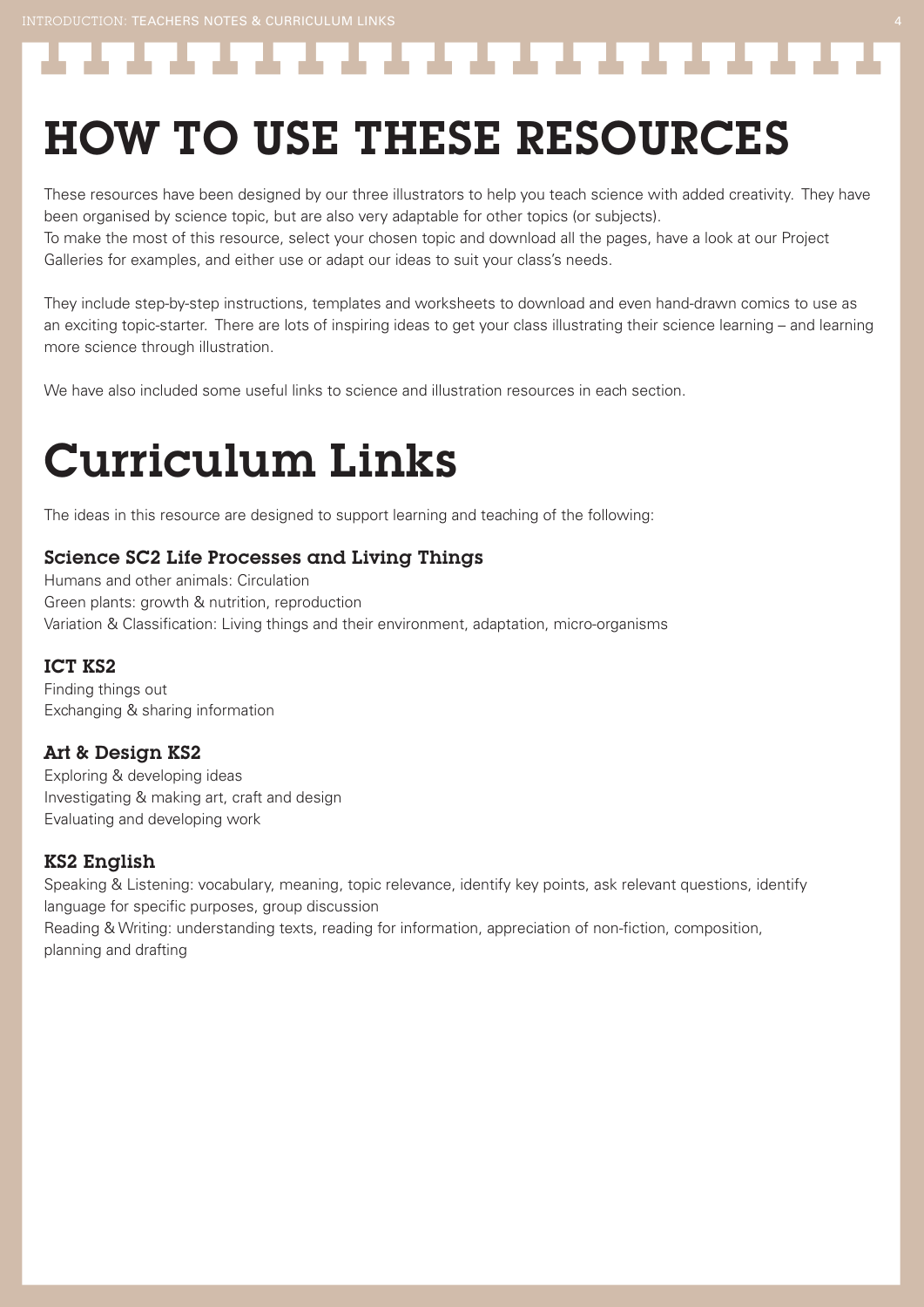# HOW TO USE THESE RESOURCES

These resources have been designed by our three illustrators to help you teach science with added creativity. They have been organised by science topic, but are also very adaptable for other topics (or subjects).
To make the most of this resource, select your chosen topic and download all the pages, have a look at our Project Galleries for examples, and either use or adapt our ideas to suit your class's needs.

They include step-by-step instructions, templates and worksheets to download and even hand-drawn comics to use as an exciting topic-starter. There are lots of inspiring ideas to get your class illustrating their science learning – and learning more science through illustration.

We have also included some useful links to science and illustration resources in each section.

# Curriculum Links

The ideas in this resource are designed to support learning and teaching of the following:

### Science SC2 Life Processes and Living Things

Humans and other animals: Circulation
Green plants: growth & nutrition, reproduction
Variation & Classification: Living things and their environment, adaptation, micro-organisms

### ICT KS2

Finding things out
Exchanging & sharing information

### Art & Design KS2

Exploring & developing ideas
Investigating & making art, craft and design
Evaluating and developing work

### KS2 English

Speaking & Listening: vocabulary, meaning, topic relevance, identify key points, ask relevant questions, identify language for specific purposes, group discussion
Reading & Writing: understanding texts, reading for information, appreciation of non-fiction, composition, planning and drafting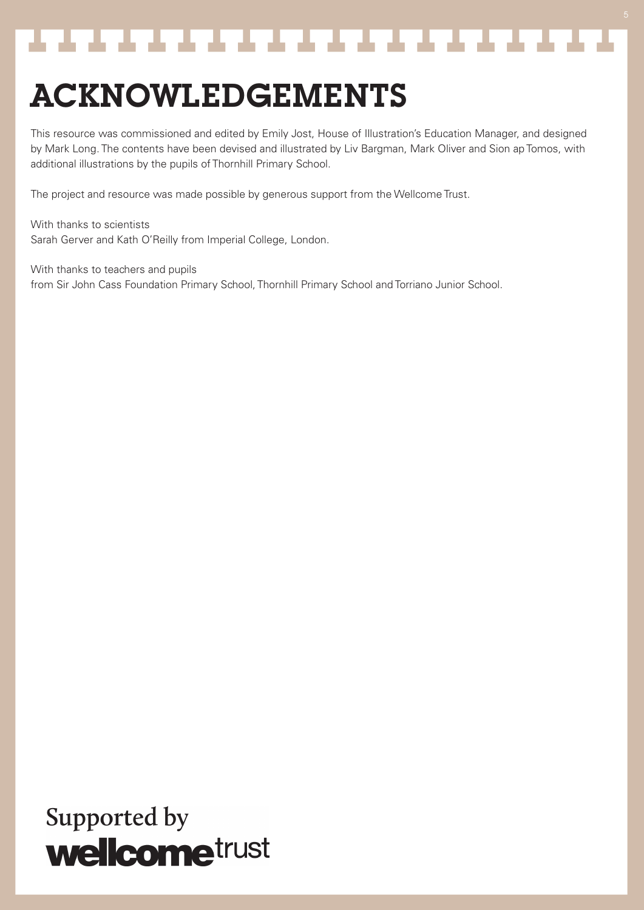# ACKNOWLEDGEMENTS

This resource was commissioned and edited by Emily Jost, House of Illustration's Education Manager, and designed by Mark Long. The contents have been devised and illustrated by Liv Bargman, Mark Oliver and Sion ap Tomos, with additional illustrations by the pupils of Thornhill Primary School.

The project and resource was made possible by generous support from the Wellcome Trust.

With thanks to scientists
Sarah Gerver and Kath O'Reilly from Imperial College, London.

With thanks to teachers and pupils
from Sir John Cass Foundation Primary School, Thornhill Primary School and Torriano Junior School.

Supported by
**wellcome**trust